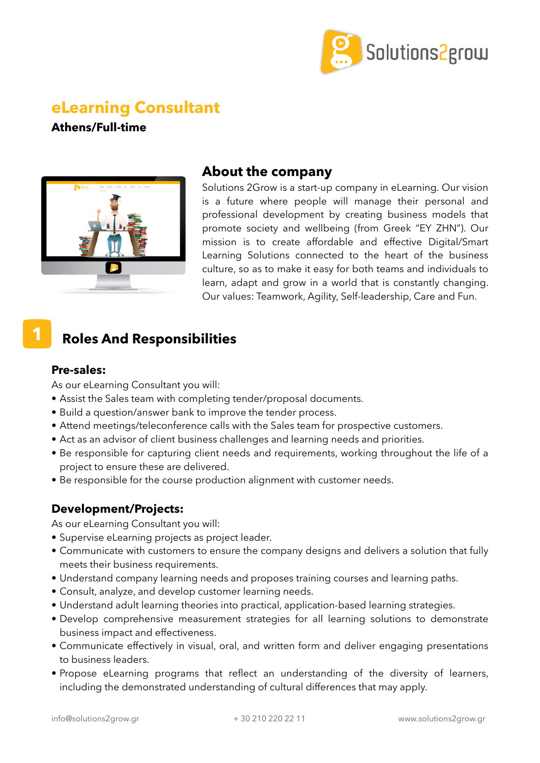# eLearning Consultant

**Athens/Full-time**

## About the company

Solutions 2Grow is a start-up company in eLearning. Our vision is a future where people will manage their personal and professional development by creating business models that promote society and wellbeing (from Greek "EY ZHN"). Our mission is to create affordable and effective Digital/Smart Learning Solutions connected to the heart of the business culture, so as to make it easy for both teams and individuals to learn, adapt and grow in a world that is constantly changing. Our values: Teamwork, Agility, Self-leadership, Care and Fun.

## 1 Roles And Responsibilities

### Pre-sales:

As our eLearning Consultant you will:

- Assist the Sales team with completing tender/proposal documents.
- Build a question/answer bank to improve the tender process.
- Attend meetings/teleconference calls with the Sales team for prospective customers.
- Act as an advisor of client business challenges and learning needs and priorities.
- Be responsible for capturing client needs and requirements, working throughout the life of a project to ensure these are delivered.
- Be responsible for the course production alignment with customer needs.

### Development/Projects:

As our eLearning Consultant you will:

- Supervise eLearning projects as project leader.
- Communicate with customers to ensure the company designs and delivers a solution that fully meets their business requirements.
- Understand company learning needs and proposes training courses and learning paths.
- Consult, analyze, and develop customer learning needs.
- Understand adult learning theories into practical, application-based learning strategies.
- Develop comprehensive measurement strategies for all learning solutions to demonstrate business impact and effectiveness.
- Communicate effectively in visual, oral, and written form and deliver engaging presentations to business leaders.
- Propose eLearning programs that reflect an understanding of the diversity of learners, including the demonstrated understanding of cultural differences that may apply.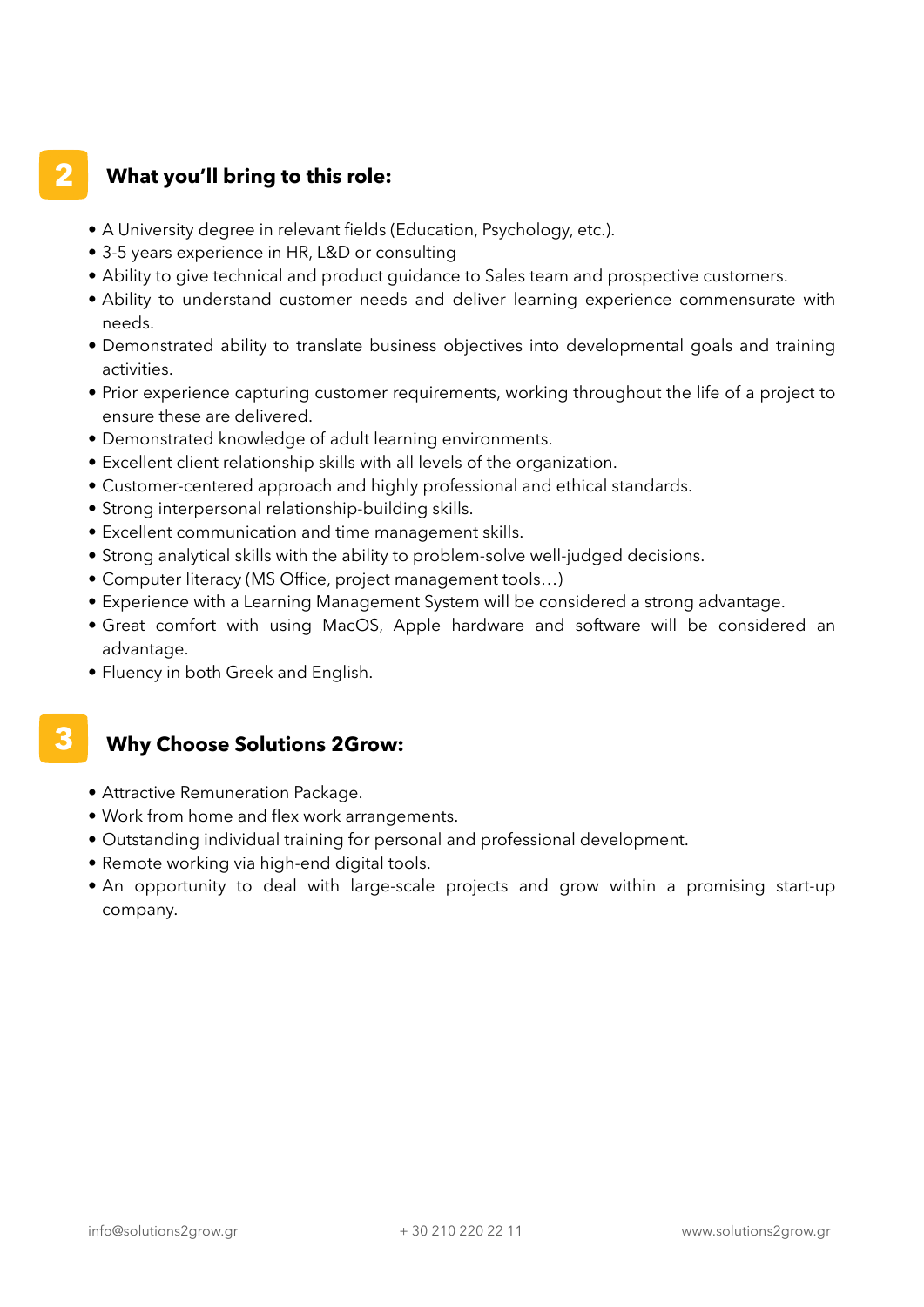## 2 What you'll bring to this role:

- A University degree in relevant fields (Education, Psychology, etc.).
- 3-5 years experience in HR, L&D or consulting
- Ability to give technical and product guidance to Sales team and prospective customers.
- Ability to understand customer needs and deliver learning experience commensurate with needs.
- Demonstrated ability to translate business objectives into developmental goals and training activities.
- Prior experience capturing customer requirements, working throughout the life of a project to ensure these are delivered.
- Demonstrated knowledge of adult learning environments.
- Excellent client relationship skills with all levels of the organization.
- Customer-centered approach and highly professional and ethical standards.
- Strong interpersonal relationship-building skills.
- Excellent communication and time management skills.
- Strong analytical skills with the ability to problem-solve well-judged decisions.
- Computer literacy (MS Office, project management tools…)
- Experience with a Learning Management System will be considered a strong advantage.
- Great comfort with using MacOS, Apple hardware and software will be considered an advantage.
- Fluency in both Greek and English.

## 3 Why Choose Solutions 2Grow:

- Attractive Remuneration Package.
- Work from home and flex work arrangements.
- Outstanding individual training for personal and professional development.
- Remote working via high-end digital tools.
- An opportunity to deal with large-scale projects and grow within a promising start-up company.

info@solutions2grow.gr + 30 210 220 22 11 www.solutions2grow.gr